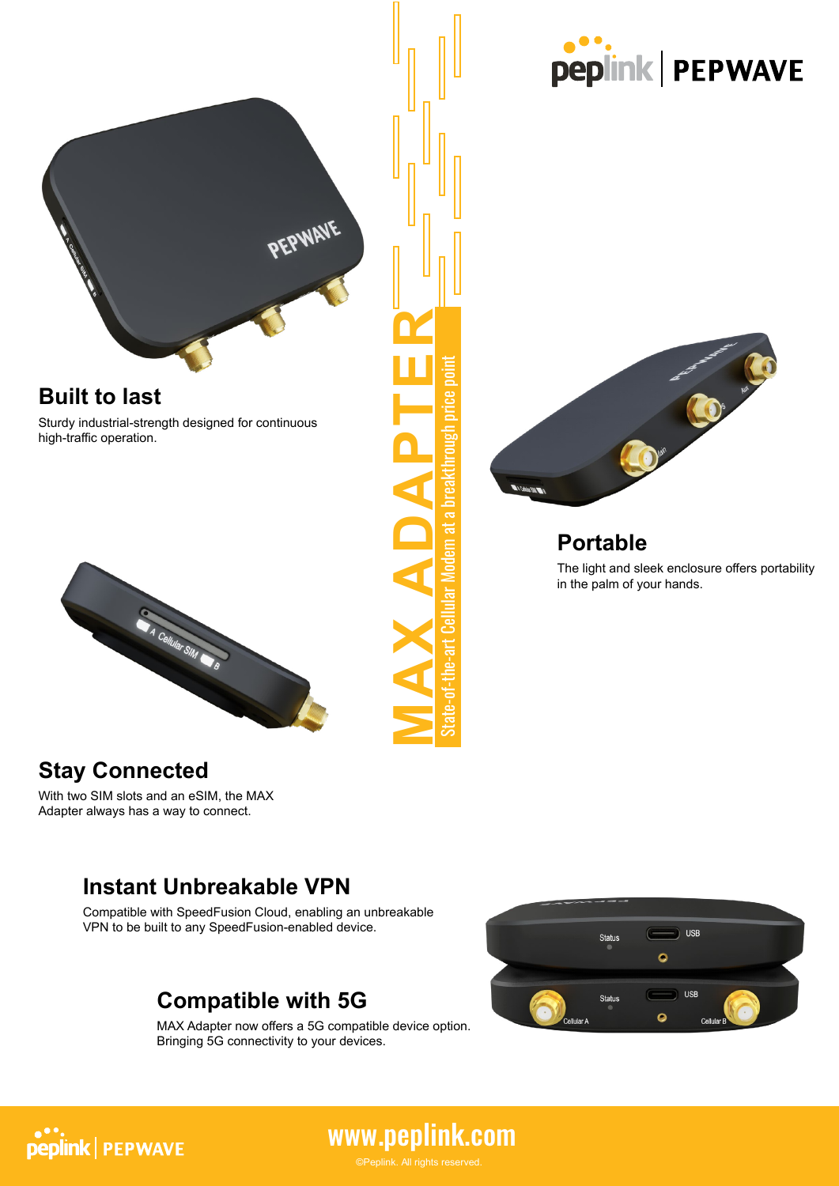# MAX ADAPTER

State-of-the-art Cellular Modem at a breakthrough price point

## Built to last

Sturdy industrial-strength designed for continuous high-traffic operation.

## Portable

The light and sleek enclosure offers portability in the palm of your hands.

## Stay Connected

With two SIM slots and an eSIM, the MAX Adapter always has a way to connect.

## Instant Unbreakable VPN

Compatible with SpeedFusion Cloud, enabling an unbreakable VPN to be built to any SpeedFusion-enabled device.

## Compatible with 5G

MAX Adapter now offers a 5G compatible device option. Bringing 5G connectivity to your devices.

www.peplink.com

©Peplink. All rights reserved.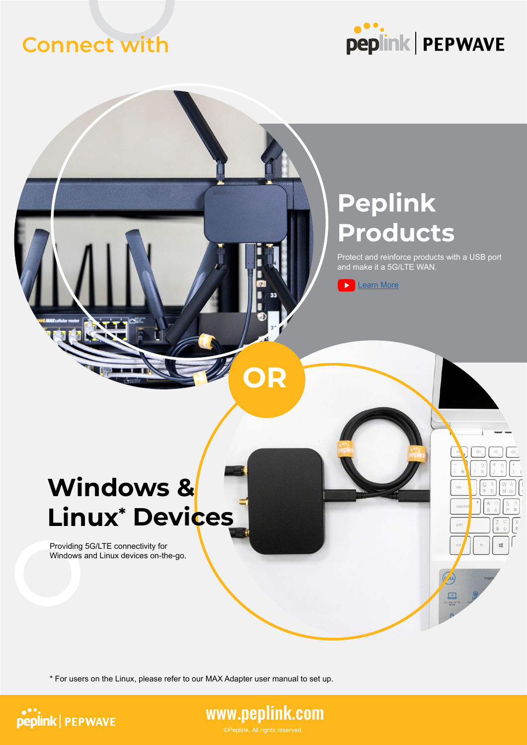# Connect with

## Peplink Products

Protect and reinforce products with a USB port and make it a 5G/LTE WAN.

Learn More

## OR

## Windows & Linux* Devices

Providing 5G/LTE connectivity for Windows and Linux devices on-the-go.

* For users on the Linux, please refer to our MAX Adapter user manual to set up.

www.peplink.com

©Peplink. All rights reserved.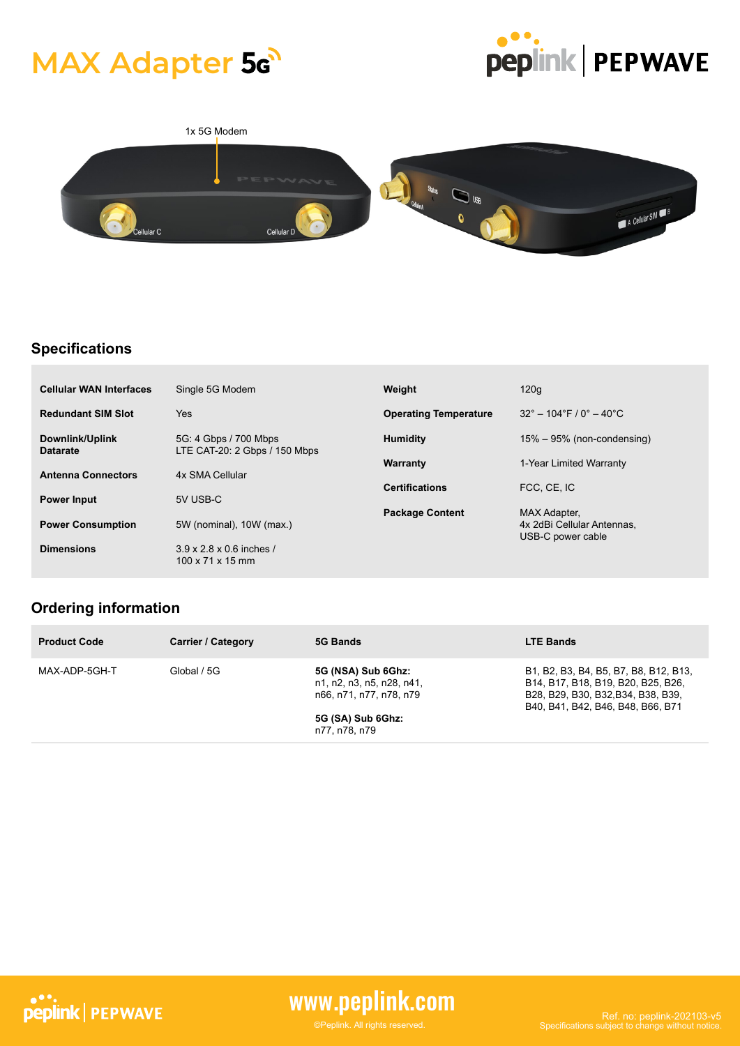# MAX Adapter 5G

1x 5G Modem

## Specifications

| | | | |
|---|---|---|---|
| **Cellular WAN Interfaces** | Single 5G Modem | **Weight** | 120g |
| **Redundant SIM Slot** | Yes | **Operating Temperature** | 32° – 104°F / 0° – 40°C |
| **Downlink/Uplink Datarate** | 5G: 4 Gbps / 700 Mbps<br>LTE CAT-20: 2 Gbps / 150 Mbps | **Humidity** | 15% – 95% (non-condensing) |
| **Antenna Connectors** | 4x SMA Cellular | **Warranty** | 1-Year Limited Warranty |
| **Power Input** | 5V USB-C | **Certifications** | FCC, CE, IC |
| **Power Consumption** | 5W (nominal), 10W (max.) | **Package Content** | MAX Adapter,<br>4x 2dBi Cellular Antennas,<br>USB-C power cable |
| **Dimensions** | 3.9 x 2.8 x 0.6 inches /<br>100 x 71 x 15 mm | | |

## Ordering information

| Product Code | Carrier / Category | 5G Bands | LTE Bands |
|---|---|---|---|
| MAX-ADP-5GH-T | Global / 5G | **5G (NSA) Sub 6Ghz:**<br>n1, n2, n3, n5, n28, n41, n66, n71, n77, n78, n79<br>**5G (SA) Sub 6Ghz:**<br>n77, n78, n79 | B1, B2, B3, B4, B5, B7, B8, B12, B13, B14, B17, B18, B19, B20, B25, B26, B28, B29, B30, B32,B34, B38, B39, B40, B41, B42, B46, B48, B66, B71 |

www.peplink.com

©Peplink. All rights reserved.

Ref. no: peplink-202103-v5
Specifications subject to change without notice.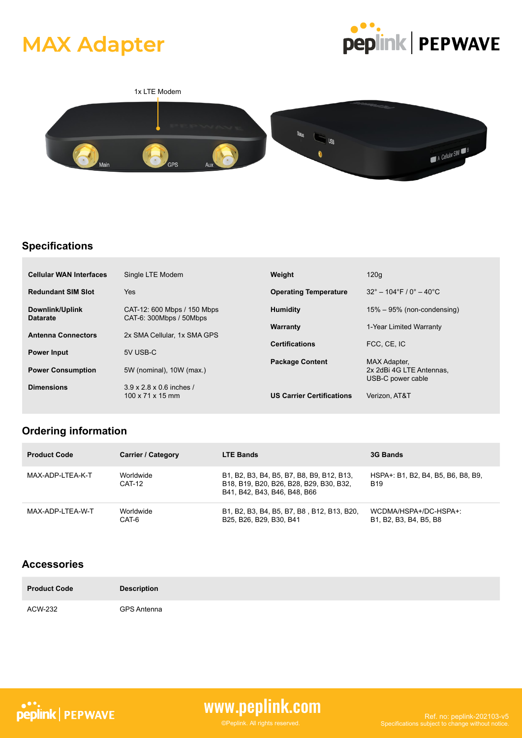# MAX Adapter

## Specifications

| | |
|---|---|
| **Cellular WAN Interfaces** | Single LTE Modem |
| **Redundant SIM Slot** | Yes |
| **Downlink/Uplink Datarate** | CAT-12: 600 Mbps / 150 Mbps<br>CAT-6: 300Mbps / 50Mbps |
| **Antenna Connectors** | 2x SMA Cellular, 1x SMA GPS |
| **Power Input** | 5V USB-C |
| **Power Consumption** | 5W (nominal), 10W (max.) |
| **Dimensions** | 3.9 x 2.8 x 0.6 inches /<br>100 x 71 x 15 mm |
| **Weight** | 120g |
| **Operating Temperature** | 32° – 104°F / 0° – 40°C |
| **Humidity** | 15% – 95% (non-condensing) |
| **Warranty** | 1-Year Limited Warranty |
| **Certifications** | FCC, CE, IC |
| **Package Content** | MAX Adapter,<br>2x 2dBi 4G LTE Antennas,<br>USB-C power cable |
| **US Carrier Certifications** | Verizon, AT&T |

## Ordering information

| Product Code | Carrier / Category | LTE Bands | 3G Bands |
|---|---|---|---|
| MAX-ADP-LTEA-K-T | Worldwide<br>CAT-12 | B1, B2, B3, B4, B5, B7, B8, B9, B12, B13, B18, B19, B20, B26, B28, B29, B30, B32, B41, B42, B43, B46, B48, B66 | HSPA+: B1, B2, B4, B5, B6, B8, B9, B19 |
| MAX-ADP-LTEA-W-T | Worldwide<br>CAT-6 | B1, B2, B3, B4, B5, B7, B8 , B12, B13, B20, B25, B26, B29, B30, B41 | WCDMA/HSPA+/DC-HSPA+:<br>B1, B2, B3, B4, B5, B8 |

## Accessories

| Product Code | Description |
|---|---|
| ACW-232 | GPS Antenna |

www.peplink.com

©Peplink. All rights reserved.

Ref. no: peplink-202103-v5
Specifications subject to change without notice.